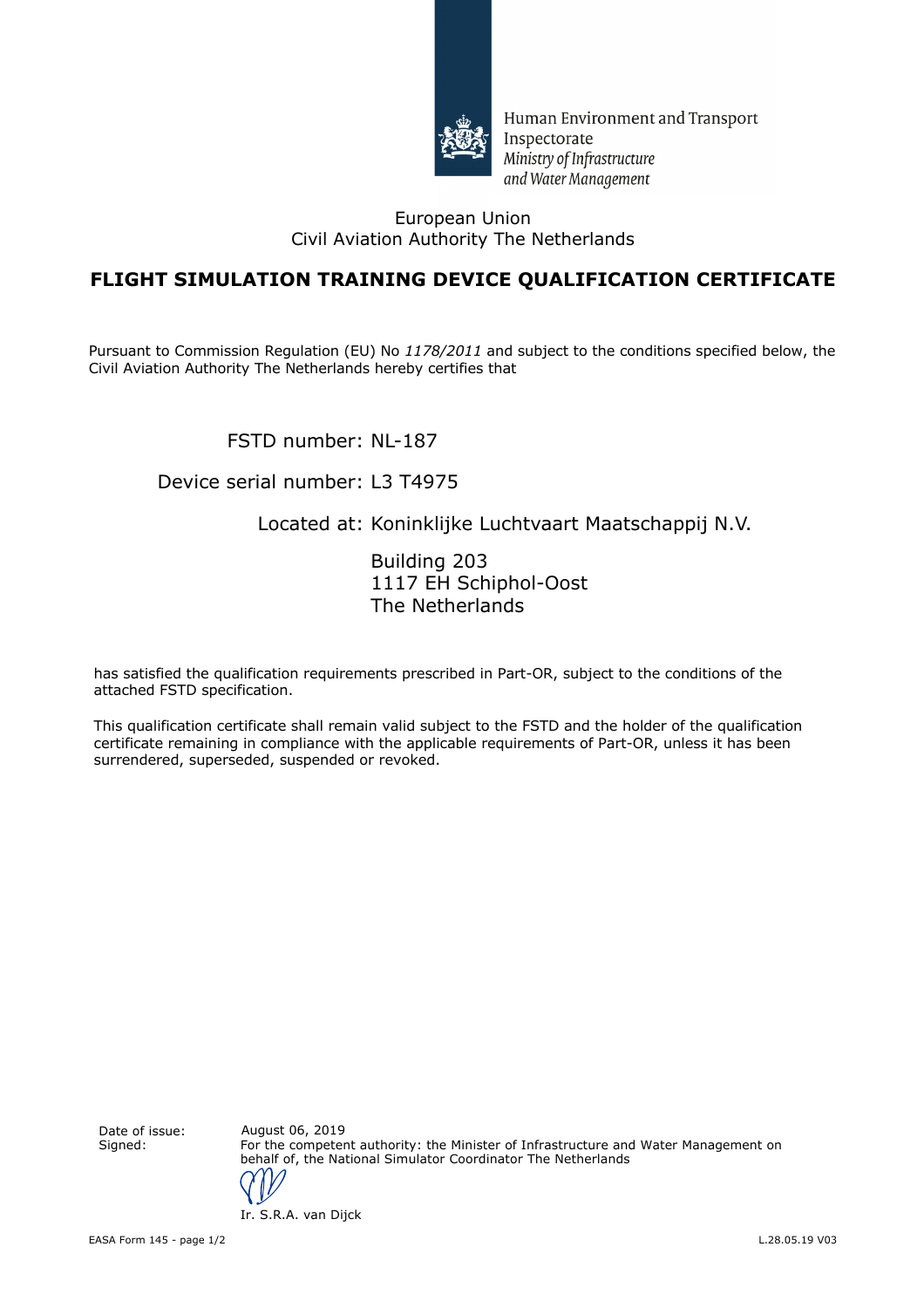Human Environment and Transport Inspectorate
*Ministry of Infrastructure and Water Management*

European Union
Civil Aviation Authority The Netherlands

# FLIGHT SIMULATION TRAINING DEVICE QUALIFICATION CERTIFICATE

Pursuant to Commission Regulation (EU) No *1178/2011* and subject to the conditions specified below, the Civil Aviation Authority The Netherlands hereby certifies that

FSTD number: NL-187

Device serial number: L3 T4975

Located at: Koninklijke Luchtvaart Maatschappij N.V.

Building 203
1117 EH Schiphol-Oost
The Netherlands

has satisfied the qualification requirements prescribed in Part-OR, subject to the conditions of the attached FSTD specification.

This qualification certificate shall remain valid subject to the FSTD and the holder of the qualification certificate remaining in compliance with the applicable requirements of Part-OR, unless it has been surrendered, superseded, suspended or revoked.

Date of issue: August 06, 2019

Signed: For the competent authority: the Minister of Infrastructure and Water Management on behalf of, the National Simulator Coordinator The Netherlands

Ir. S.R.A. van Dijck

EASA Form 145 - page 1/2

L.28.05.19 V03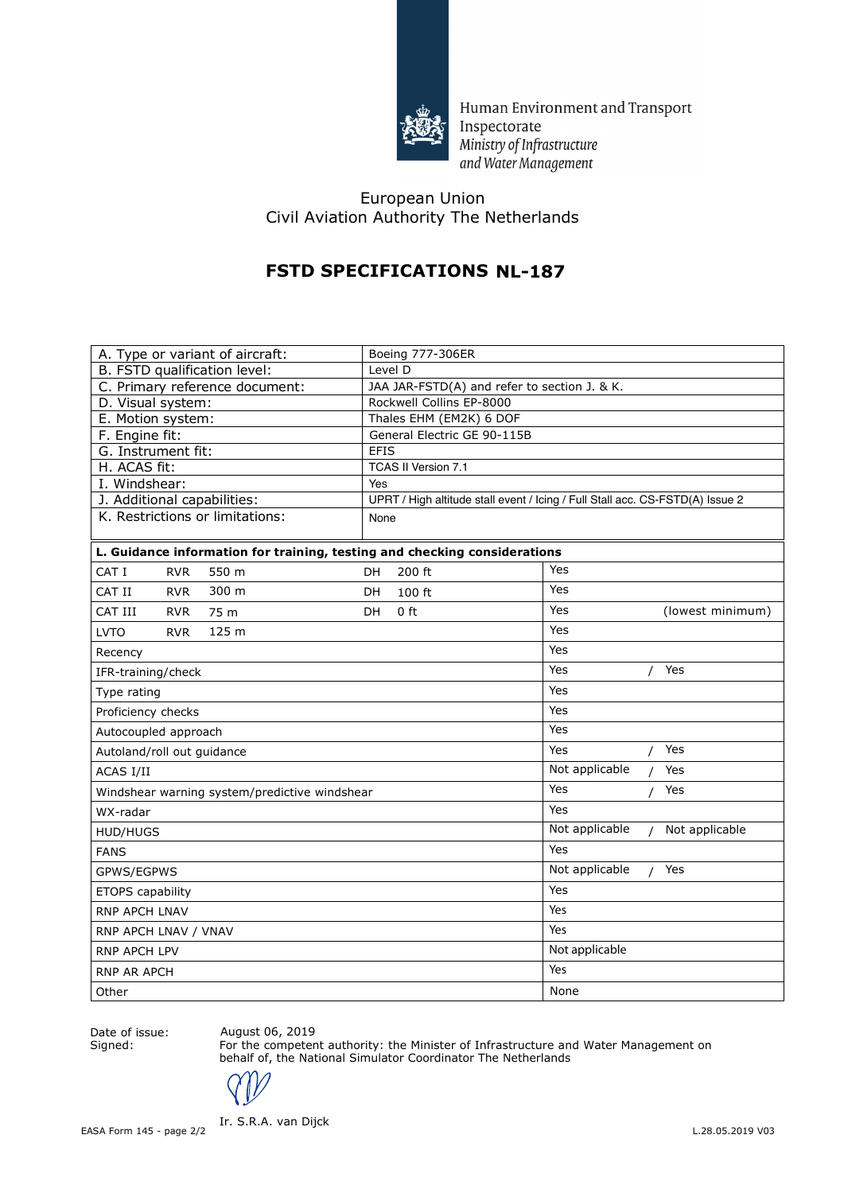Human Environment and Transport Inspectorate
*Ministry of Infrastructure and Water Management*

European Union
Civil Aviation Authority The Netherlands

# FSTD SPECIFICATIONS NL-187

| | |
|---|---|
| A. Type or variant of aircraft: | Boeing 777-306ER |
| B. FSTD qualification level: | Level D |
| C. Primary reference document: | JAA JAR-FSTD(A) and refer to section J. & K. |
| D. Visual system: | Rockwell Collins EP-8000 |
| E. Motion system: | Thales EHM (EM2K) 6 DOF |
| F. Engine fit: | General Electric GE 90-115B |
| G. Instrument fit: | EFIS |
| H. ACAS fit: | TCAS II Version 7.1 |
| I. Windshear: | Yes |
| J. Additional capabilities: | UPRT / High altitude stall event / Icing / Full Stall acc. CS-FSTD(A) Issue 2 |
| K. Restrictions or limitations: | None |

**L. Guidance information for training, testing and checking considerations**

| | | | | | |
|---|---|---|---|---|---|
| CAT I | RVR 550 m | DH 200 ft | Yes | | |
| CAT II | RVR 300 m | DH 100 ft | Yes | | |
| CAT III | RVR 75 m | DH 0 ft | Yes | | (lowest minimum) |
| LVTO | RVR 125 m | | Yes | | |
| Recency | | | Yes | | |
| IFR-training/check | | | Yes | / | Yes |
| Type rating | | | Yes | | |
| Proficiency checks | | | Yes | | |
| Autocoupled approach | | | Yes | | |
| Autoland/roll out guidance | | | Yes | / | Yes |
| ACAS I/II | | | Not applicable | / | Yes |
| Windshear warning system/predictive windshear | | | Yes | / | Yes |
| WX-radar | | | Yes | | |
| HUD/HUGS | | | Not applicable | / | Not applicable |
| FANS | | | Yes | | |
| GPWS/EGPWS | | | Not applicable | / | Yes |
| ETOPS capability | | | Yes | | |
| RNP APCH LNAV | | | Yes | | |
| RNP APCH LNAV / VNAV | | | Yes | | |
| RNP APCH LPV | | | Not applicable | | |
| RNP AR APCH | | | Yes | | |
| Other | | | None | | |

Date of issue: August 06, 2019

Signed: For the competent authority: the Minister of Infrastructure and Water Management on behalf of, the National Simulator Coordinator The Netherlands

Ir. S.R.A. van Dijck

EASA Form 145 - page 2/2

L.28.05.2019 V03